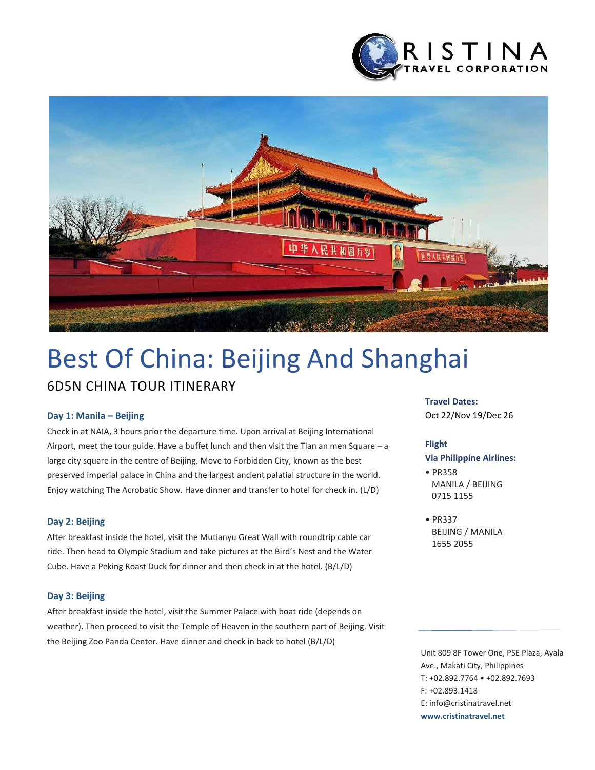# Best Of China: Beijing And Shanghai

## 6D5N CHINA TOUR ITINERARY

### Day 1: Manila – Beijing

Check in at NAIA, 3 hours prior the departure time. Upon arrival at Beijing International Airport, meet the tour guide. Have a buffet lunch and then visit the Tian an men Square – a large city square in the centre of Beijing. Move to Forbidden City, known as the best preserved imperial palace in China and the largest ancient palatial structure in the world. Enjoy watching The Acrobatic Show. Have dinner and transfer to hotel for check in. (L/D)

### Day 2: Beijing

After breakfast inside the hotel, visit the Mutianyu Great Wall with roundtrip cable car ride. Then head to Olympic Stadium and take pictures at the Bird's Nest and the Water Cube. Have a Peking Roast Duck for dinner and then check in at the hotel. (B/L/D)

### Day 3: Beijing

After breakfast inside the hotel, visit the Summer Palace with boat ride (depends on weather). Then proceed to visit the Temple of Heaven in the southern part of Beijing. Visit the Beijing Zoo Panda Center. Have dinner and check in back to hotel (B/L/D)

**Travel Dates:**
Oct 22/Nov 19/Dec 26

**Flight**
**Via Philippine Airlines:**

- PR358
  MANILA / BEIJING
  0715 1155
- PR337
  BEIJING / MANILA
  1655 2055

Unit 809 8F Tower One, PSE Plaza, Ayala Ave., Makati City, Philippines
T: +02.892.7764 • +02.892.7693
F: +02.893.1418
E: info@cristinatravel.net
**www.cristinatravel.net**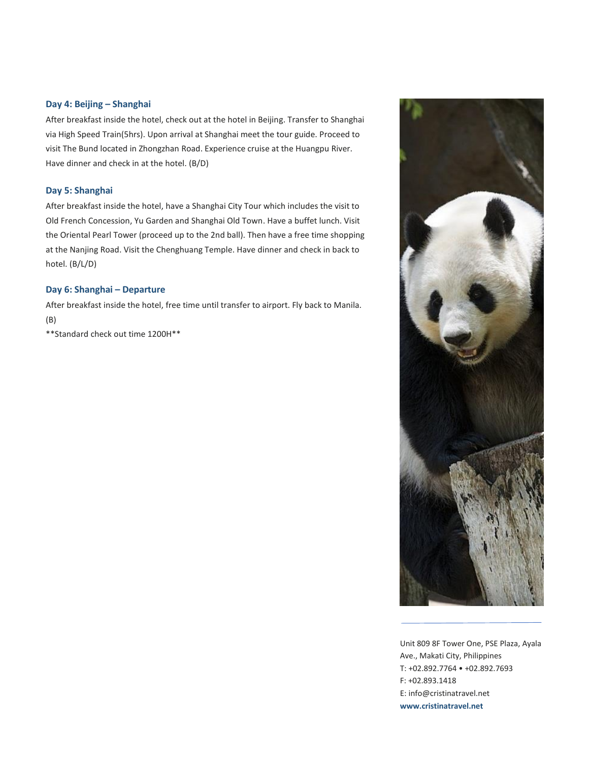### Day 4: Beijing – Shanghai

After breakfast inside the hotel, check out at the hotel in Beijing. Transfer to Shanghai via High Speed Train(5hrs). Upon arrival at Shanghai meet the tour guide. Proceed to visit The Bund located in Zhongzhan Road. Experience cruise at the Huangpu River. Have dinner and check in at the hotel. (B/D)

### Day 5: Shanghai

After breakfast inside the hotel, have a Shanghai City Tour which includes the visit to Old French Concession, Yu Garden and Shanghai Old Town. Have a buffet lunch. Visit the Oriental Pearl Tower (proceed up to the 2nd ball). Then have a free time shopping at the Nanjing Road. Visit the Chenghuang Temple. Have dinner and check in back to hotel. (B/L/D)

### Day 6: Shanghai – Departure

After breakfast inside the hotel, free time until transfer to airport. Fly back to Manila. (B)

**Standard check out time 1200H**

Unit 809 8F Tower One, PSE Plaza, Ayala Ave., Makati City, Philippines
T: +02.892.7764 • +02.892.7693
F: +02.893.1418
E: info@cristinatravel.net
**www.cristinatravel.net**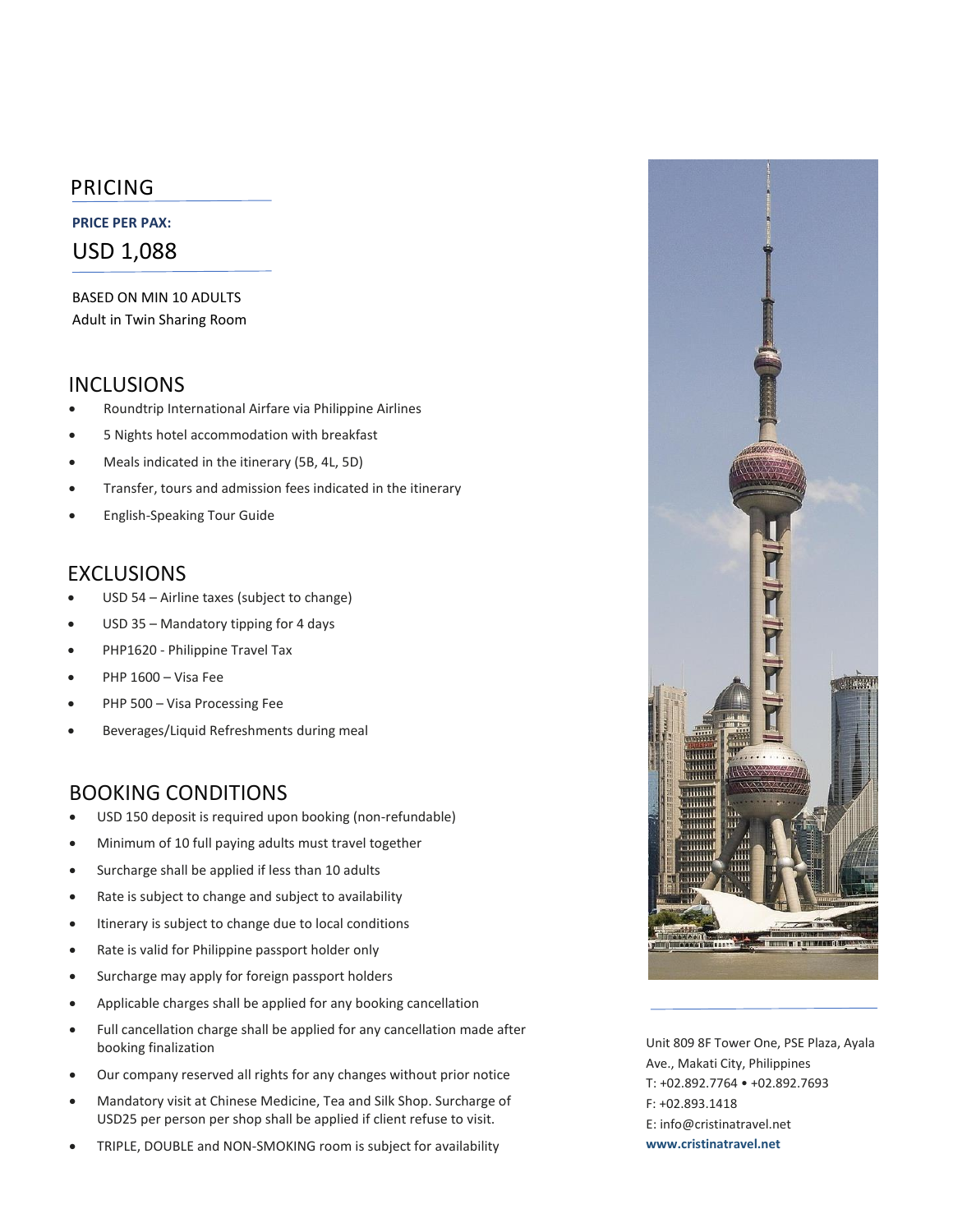## PRICING

**PRICE PER PAX:**

USD 1,088

BASED ON MIN 10 ADULTS
Adult in Twin Sharing Room

## INCLUSIONS

- Roundtrip International Airfare via Philippine Airlines
- 5 Nights hotel accommodation with breakfast
- Meals indicated in the itinerary (5B, 4L, 5D)
- Transfer, tours and admission fees indicated in the itinerary
- English-Speaking Tour Guide

## EXCLUSIONS

- USD 54 – Airline taxes (subject to change)
- USD 35 – Mandatory tipping for 4 days
- PHP1620 - Philippine Travel Tax
- PHP 1600 – Visa Fee
- PHP 500 – Visa Processing Fee
- Beverages/Liquid Refreshments during meal

## BOOKING CONDITIONS

- USD 150 deposit is required upon booking (non-refundable)
- Minimum of 10 full paying adults must travel together
- Surcharge shall be applied if less than 10 adults
- Rate is subject to change and subject to availability
- Itinerary is subject to change due to local conditions
- Rate is valid for Philippine passport holder only
- Surcharge may apply for foreign passport holders
- Applicable charges shall be applied for any booking cancellation
- Full cancellation charge shall be applied for any cancellation made after booking finalization
- Our company reserved all rights for any changes without prior notice
- Mandatory visit at Chinese Medicine, Tea and Silk Shop. Surcharge of USD25 per person per shop shall be applied if client refuse to visit.
- TRIPLE, DOUBLE and NON-SMOKING room is subject for availability

Unit 809 8F Tower One, PSE Plaza, Ayala Ave., Makati City, Philippines
T: +02.892.7764 • +02.892.7693
F: +02.893.1418
E: info@cristinatravel.net
**www.cristinatravel.net**